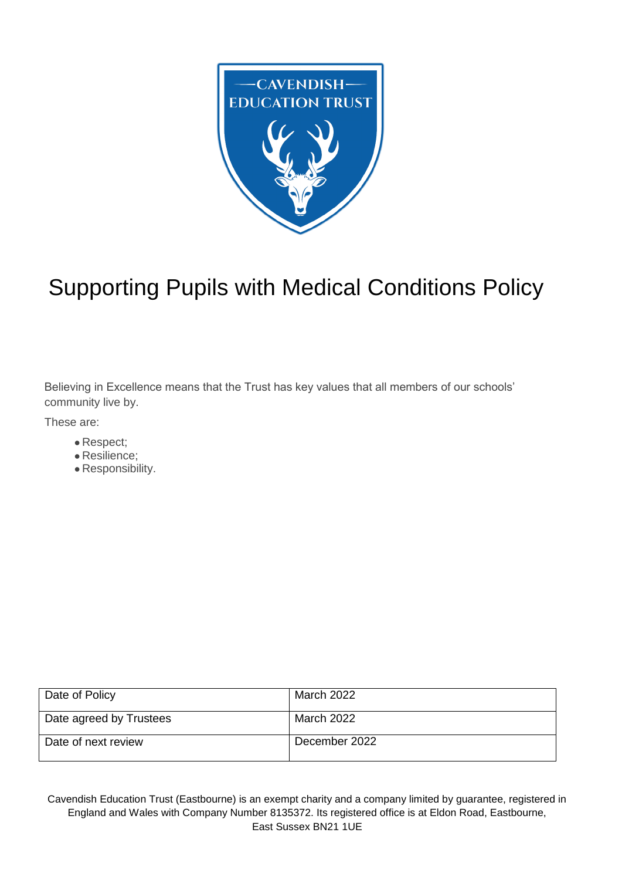# Supporting Pupils with Medical Conditions Policy

Believing in Excellence means that the Trust has key values that all members of our schools' community live by.

These are:

- Respect;
- Resilience;
- Responsibility.

| Date of Policy | March 2022 |
| --- | --- |
| Date agreed by Trustees | March 2022 |
| Date of next review | December 2022 |

Cavendish Education Trust (Eastbourne) is an exempt charity and a company limited by guarantee, registered in England and Wales with Company Number 8135372. Its registered office is at Eldon Road, Eastbourne, East Sussex BN21 1UE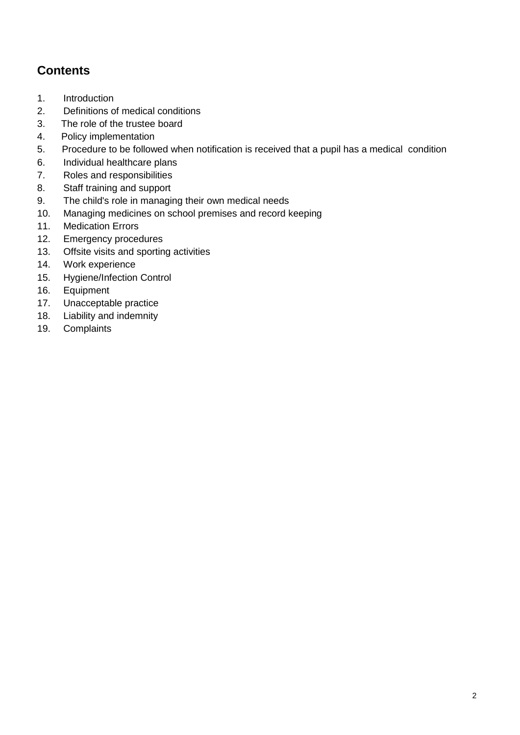## Contents

1. Introduction
2. Definitions of medical conditions
3. The role of the trustee board
4. Policy implementation
5. Procedure to be followed when notification is received that a pupil has a medical condition
6. Individual healthcare plans
7. Roles and responsibilities
8. Staff training and support
9. The child's role in managing their own medical needs
10. Managing medicines on school premises and record keeping
11. Medication Errors
12. Emergency procedures
13. Offsite visits and sporting activities
14. Work experience
15. Hygiene/Infection Control
16. Equipment
17. Unacceptable practice
18. Liability and indemnity
19. Complaints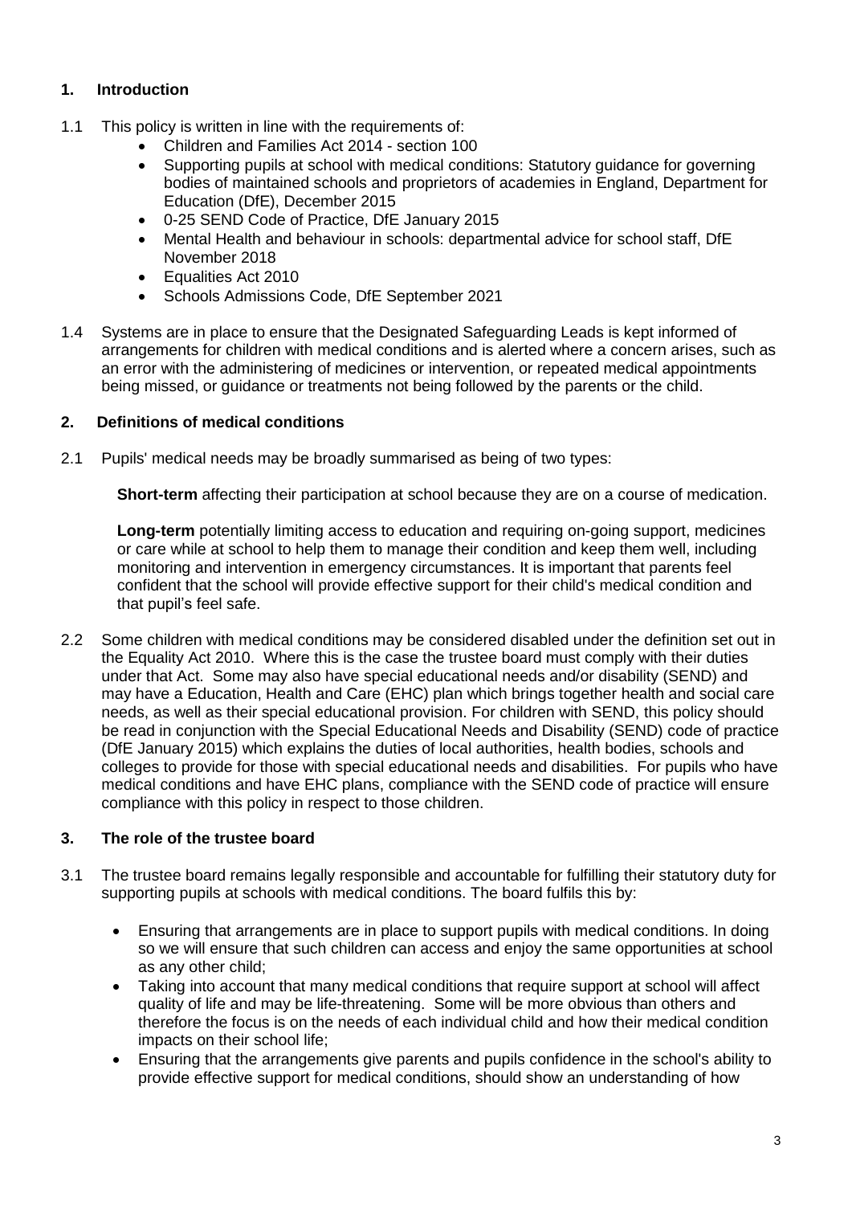## 1. Introduction

1.1 This policy is written in line with the requirements of:

- Children and Families Act 2014 - section 100
- Supporting pupils at school with medical conditions: Statutory guidance for governing bodies of maintained schools and proprietors of academies in England, Department for Education (DfE), December 2015
- 0-25 SEND Code of Practice, DfE January 2015
- Mental Health and behaviour in schools: departmental advice for school staff, DfE November 2018
- Equalities Act 2010
- Schools Admissions Code, DfE September 2021

1.4 Systems are in place to ensure that the Designated Safeguarding Leads is kept informed of arrangements for children with medical conditions and is alerted where a concern arises, such as an error with the administering of medicines or intervention, or repeated medical appointments being missed, or guidance or treatments not being followed by the parents or the child.

## 2. Definitions of medical conditions

2.1 Pupils' medical needs may be broadly summarised as being of two types:

**Short-term** affecting their participation at school because they are on a course of medication.

**Long-term** potentially limiting access to education and requiring on-going support, medicines or care while at school to help them to manage their condition and keep them well, including monitoring and intervention in emergency circumstances. It is important that parents feel confident that the school will provide effective support for their child's medical condition and that pupil's feel safe.

2.2 Some children with medical conditions may be considered disabled under the definition set out in the Equality Act 2010. Where this is the case the trustee board must comply with their duties under that Act. Some may also have special educational needs and/or disability (SEND) and may have a Education, Health and Care (EHC) plan which brings together health and social care needs, as well as their special educational provision. For children with SEND, this policy should be read in conjunction with the Special Educational Needs and Disability (SEND) code of practice (DfE January 2015) which explains the duties of local authorities, health bodies, schools and colleges to provide for those with special educational needs and disabilities. For pupils who have medical conditions and have EHC plans, compliance with the SEND code of practice will ensure compliance with this policy in respect to those children.

## 3. The role of the trustee board

3.1 The trustee board remains legally responsible and accountable for fulfilling their statutory duty for supporting pupils at schools with medical conditions. The board fulfils this by:

- Ensuring that arrangements are in place to support pupils with medical conditions. In doing so we will ensure that such children can access and enjoy the same opportunities at school as any other child;
- Taking into account that many medical conditions that require support at school will affect quality of life and may be life-threatening. Some will be more obvious than others and therefore the focus is on the needs of each individual child and how their medical condition impacts on their school life;
- Ensuring that the arrangements give parents and pupils confidence in the school's ability to provide effective support for medical conditions, should show an understanding of how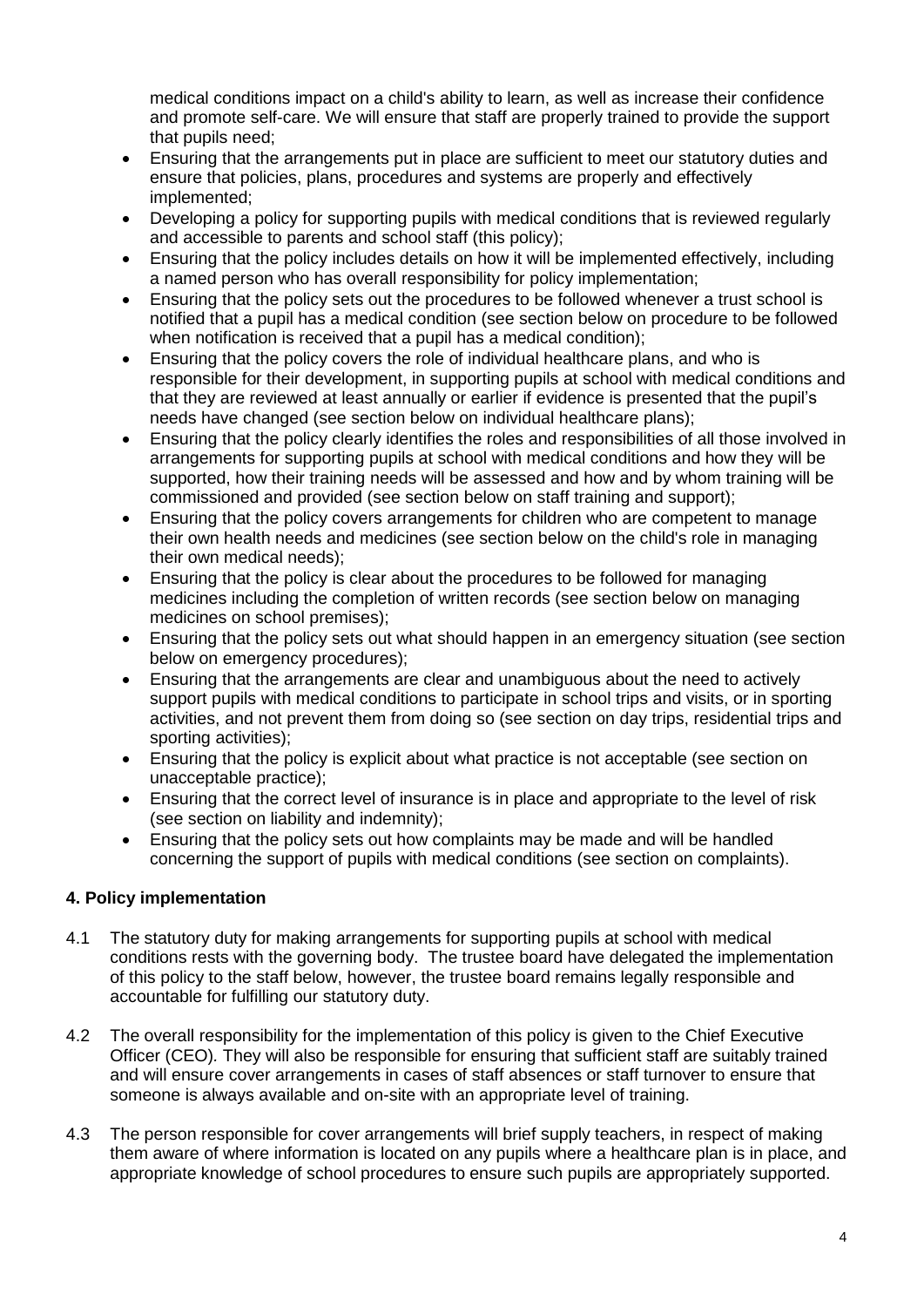medical conditions impact on a child's ability to learn, as well as increase their confidence and promote self-care. We will ensure that staff are properly trained to provide the support that pupils need;

- Ensuring that the arrangements put in place are sufficient to meet our statutory duties and ensure that policies, plans, procedures and systems are properly and effectively implemented;
- Developing a policy for supporting pupils with medical conditions that is reviewed regularly and accessible to parents and school staff (this policy);
- Ensuring that the policy includes details on how it will be implemented effectively, including a named person who has overall responsibility for policy implementation;
- Ensuring that the policy sets out the procedures to be followed whenever a trust school is notified that a pupil has a medical condition (see section below on procedure to be followed when notification is received that a pupil has a medical condition);
- Ensuring that the policy covers the role of individual healthcare plans, and who is responsible for their development, in supporting pupils at school with medical conditions and that they are reviewed at least annually or earlier if evidence is presented that the pupil's needs have changed (see section below on individual healthcare plans);
- Ensuring that the policy clearly identifies the roles and responsibilities of all those involved in arrangements for supporting pupils at school with medical conditions and how they will be supported, how their training needs will be assessed and how and by whom training will be commissioned and provided (see section below on staff training and support);
- Ensuring that the policy covers arrangements for children who are competent to manage their own health needs and medicines (see section below on the child's role in managing their own medical needs);
- Ensuring that the policy is clear about the procedures to be followed for managing medicines including the completion of written records (see section below on managing medicines on school premises);
- Ensuring that the policy sets out what should happen in an emergency situation (see section below on emergency procedures);
- Ensuring that the arrangements are clear and unambiguous about the need to actively support pupils with medical conditions to participate in school trips and visits, or in sporting activities, and not prevent them from doing so (see section on day trips, residential trips and sporting activities);
- Ensuring that the policy is explicit about what practice is not acceptable (see section on unacceptable practice);
- Ensuring that the correct level of insurance is in place and appropriate to the level of risk (see section on liability and indemnity);
- Ensuring that the policy sets out how complaints may be made and will be handled concerning the support of pupils with medical conditions (see section on complaints).

## 4. Policy implementation

4.1 The statutory duty for making arrangements for supporting pupils at school with medical conditions rests with the governing body. The trustee board have delegated the implementation of this policy to the staff below, however, the trustee board remains legally responsible and accountable for fulfilling our statutory duty.

4.2 The overall responsibility for the implementation of this policy is given to the Chief Executive Officer (CEO). They will also be responsible for ensuring that sufficient staff are suitably trained and will ensure cover arrangements in cases of staff absences or staff turnover to ensure that someone is always available and on-site with an appropriate level of training.

4.3 The person responsible for cover arrangements will brief supply teachers, in respect of making them aware of where information is located on any pupils where a healthcare plan is in place, and appropriate knowledge of school procedures to ensure such pupils are appropriately supported.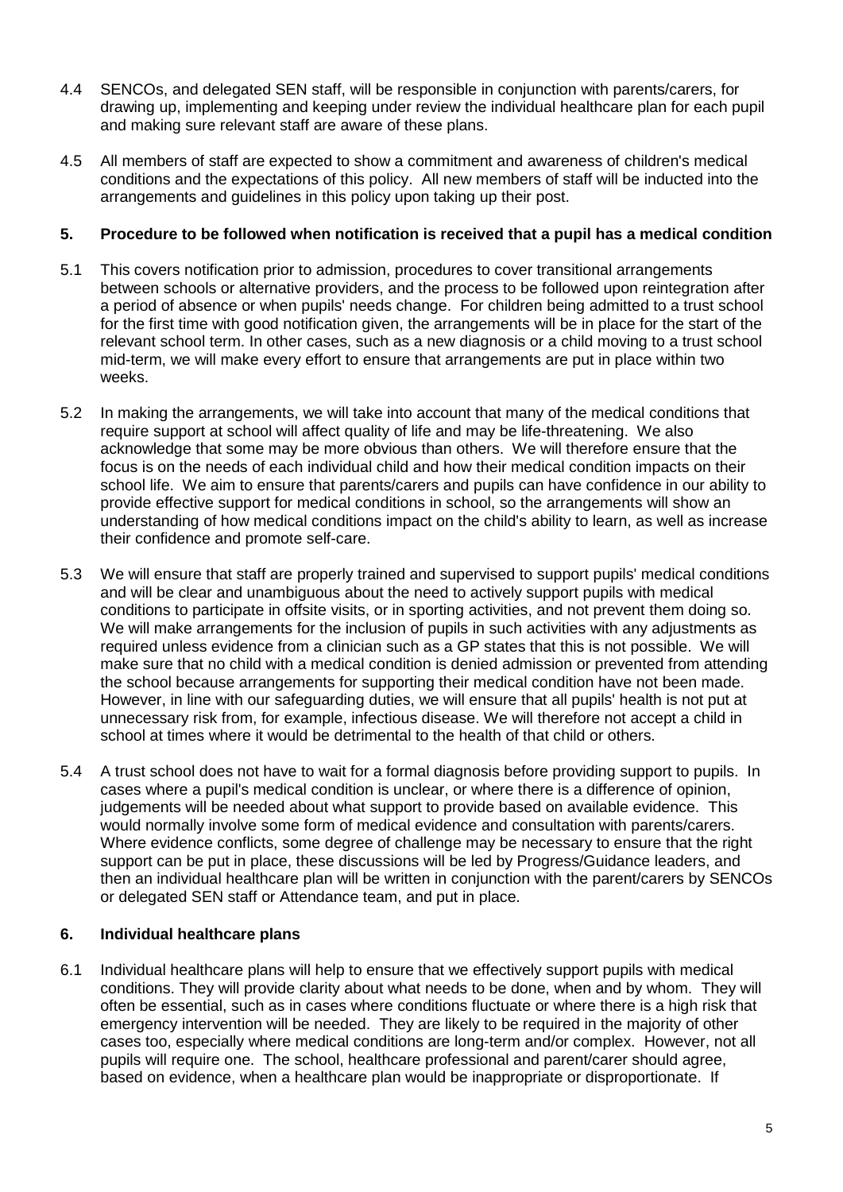4.4 SENCOs, and delegated SEN staff, will be responsible in conjunction with parents/carers, for drawing up, implementing and keeping under review the individual healthcare plan for each pupil and making sure relevant staff are aware of these plans.

4.5 All members of staff are expected to show a commitment and awareness of children's medical conditions and the expectations of this policy. All new members of staff will be inducted into the arrangements and guidelines in this policy upon taking up their post.

## 5. Procedure to be followed when notification is received that a pupil has a medical condition

5.1 This covers notification prior to admission, procedures to cover transitional arrangements between schools or alternative providers, and the process to be followed upon reintegration after a period of absence or when pupils' needs change. For children being admitted to a trust school for the first time with good notification given, the arrangements will be in place for the start of the relevant school term. In other cases, such as a new diagnosis or a child moving to a trust school mid-term, we will make every effort to ensure that arrangements are put in place within two weeks.

5.2 In making the arrangements, we will take into account that many of the medical conditions that require support at school will affect quality of life and may be life-threatening. We also acknowledge that some may be more obvious than others. We will therefore ensure that the focus is on the needs of each individual child and how their medical condition impacts on their school life. We aim to ensure that parents/carers and pupils can have confidence in our ability to provide effective support for medical conditions in school, so the arrangements will show an understanding of how medical conditions impact on the child's ability to learn, as well as increase their confidence and promote self-care.

5.3 We will ensure that staff are properly trained and supervised to support pupils' medical conditions and will be clear and unambiguous about the need to actively support pupils with medical conditions to participate in offsite visits, or in sporting activities, and not prevent them doing so. We will make arrangements for the inclusion of pupils in such activities with any adjustments as required unless evidence from a clinician such as a GP states that this is not possible. We will make sure that no child with a medical condition is denied admission or prevented from attending the school because arrangements for supporting their medical condition have not been made. However, in line with our safeguarding duties, we will ensure that all pupils' health is not put at unnecessary risk from, for example, infectious disease. We will therefore not accept a child in school at times where it would be detrimental to the health of that child or others.

5.4 A trust school does not have to wait for a formal diagnosis before providing support to pupils. In cases where a pupil's medical condition is unclear, or where there is a difference of opinion, judgements will be needed about what support to provide based on available evidence. This would normally involve some form of medical evidence and consultation with parents/carers. Where evidence conflicts, some degree of challenge may be necessary to ensure that the right support can be put in place, these discussions will be led by Progress/Guidance leaders, and then an individual healthcare plan will be written in conjunction with the parent/carers by SENCOs or delegated SEN staff or Attendance team, and put in place.

## 6. Individual healthcare plans

6.1 Individual healthcare plans will help to ensure that we effectively support pupils with medical conditions. They will provide clarity about what needs to be done, when and by whom. They will often be essential, such as in cases where conditions fluctuate or where there is a high risk that emergency intervention will be needed. They are likely to be required in the majority of other cases too, especially where medical conditions are long-term and/or complex. However, not all pupils will require one. The school, healthcare professional and parent/carer should agree, based on evidence, when a healthcare plan would be inappropriate or disproportionate. If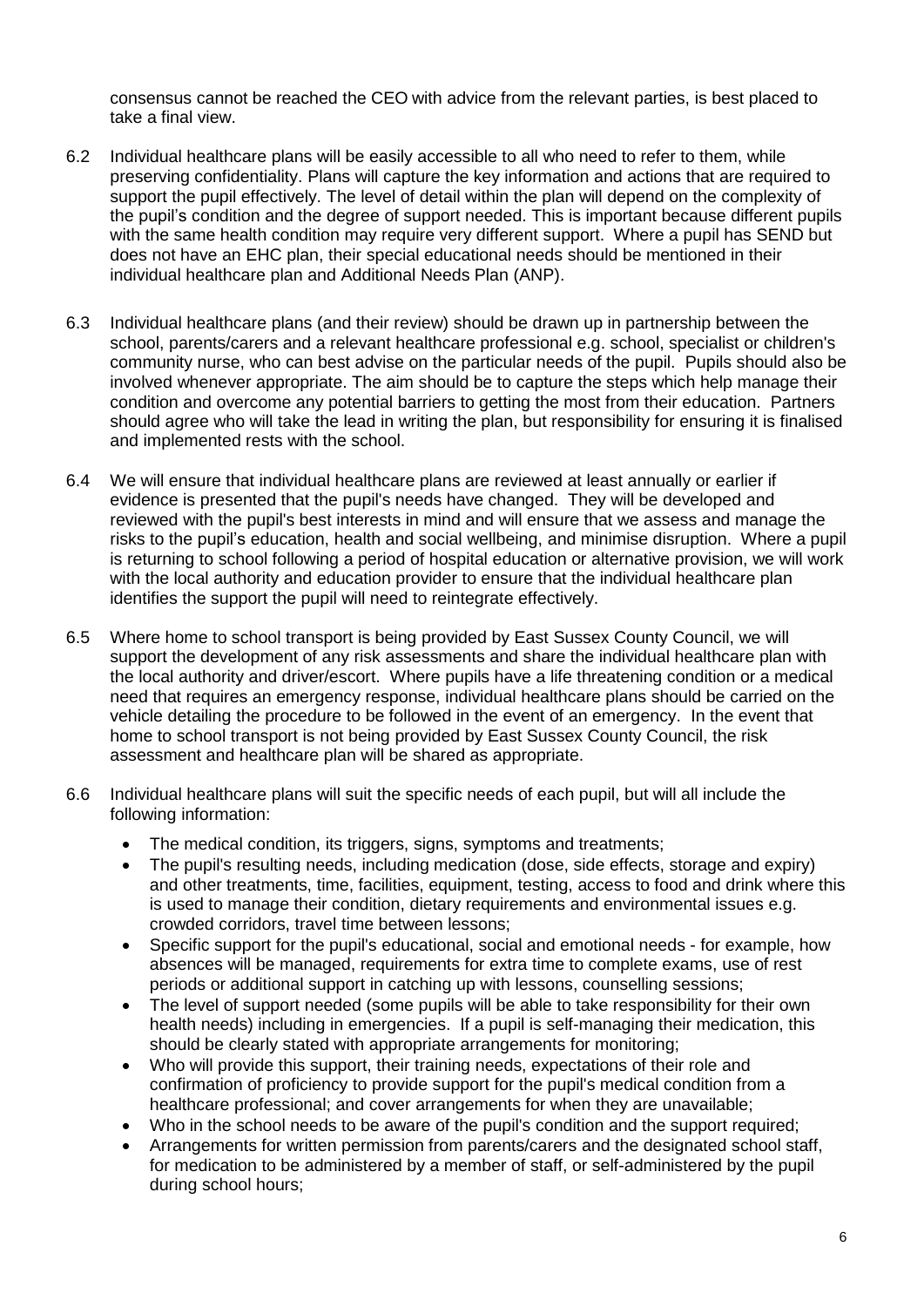consensus cannot be reached the CEO with advice from the relevant parties, is best placed to take a final view.

6.2 Individual healthcare plans will be easily accessible to all who need to refer to them, while preserving confidentiality. Plans will capture the key information and actions that are required to support the pupil effectively. The level of detail within the plan will depend on the complexity of the pupil's condition and the degree of support needed. This is important because different pupils with the same health condition may require very different support. Where a pupil has SEND but does not have an EHC plan, their special educational needs should be mentioned in their individual healthcare plan and Additional Needs Plan (ANP).

6.3 Individual healthcare plans (and their review) should be drawn up in partnership between the school, parents/carers and a relevant healthcare professional e.g. school, specialist or children's community nurse, who can best advise on the particular needs of the pupil. Pupils should also be involved whenever appropriate. The aim should be to capture the steps which help manage their condition and overcome any potential barriers to getting the most from their education. Partners should agree who will take the lead in writing the plan, but responsibility for ensuring it is finalised and implemented rests with the school.

6.4 We will ensure that individual healthcare plans are reviewed at least annually or earlier if evidence is presented that the pupil's needs have changed. They will be developed and reviewed with the pupil's best interests in mind and will ensure that we assess and manage the risks to the pupil's education, health and social wellbeing, and minimise disruption. Where a pupil is returning to school following a period of hospital education or alternative provision, we will work with the local authority and education provider to ensure that the individual healthcare plan identifies the support the pupil will need to reintegrate effectively.

6.5 Where home to school transport is being provided by East Sussex County Council, we will support the development of any risk assessments and share the individual healthcare plan with the local authority and driver/escort. Where pupils have a life threatening condition or a medical need that requires an emergency response, individual healthcare plans should be carried on the vehicle detailing the procedure to be followed in the event of an emergency. In the event that home to school transport is not being provided by East Sussex County Council, the risk assessment and healthcare plan will be shared as appropriate.

6.6 Individual healthcare plans will suit the specific needs of each pupil, but will all include the following information:

- The medical condition, its triggers, signs, symptoms and treatments;
- The pupil's resulting needs, including medication (dose, side effects, storage and expiry) and other treatments, time, facilities, equipment, testing, access to food and drink where this is used to manage their condition, dietary requirements and environmental issues e.g. crowded corridors, travel time between lessons;
- Specific support for the pupil's educational, social and emotional needs - for example, how absences will be managed, requirements for extra time to complete exams, use of rest periods or additional support in catching up with lessons, counselling sessions;
- The level of support needed (some pupils will be able to take responsibility for their own health needs) including in emergencies. If a pupil is self-managing their medication, this should be clearly stated with appropriate arrangements for monitoring;
- Who will provide this support, their training needs, expectations of their role and confirmation of proficiency to provide support for the pupil's medical condition from a healthcare professional; and cover arrangements for when they are unavailable;
- Who in the school needs to be aware of the pupil's condition and the support required;
- Arrangements for written permission from parents/carers and the designated school staff, for medication to be administered by a member of staff, or self-administered by the pupil during school hours;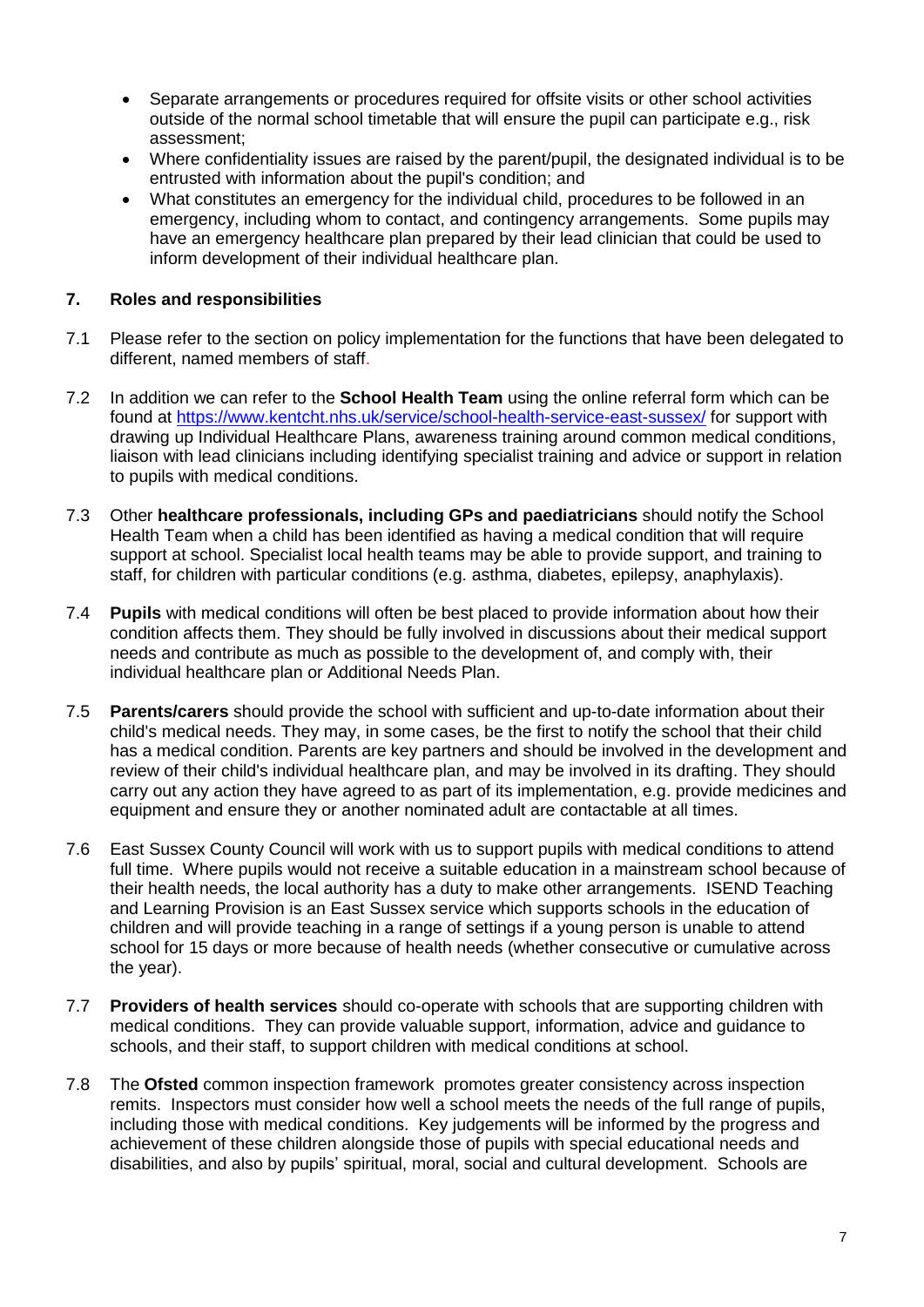- Separate arrangements or procedures required for offsite visits or other school activities outside of the normal school timetable that will ensure the pupil can participate e.g., risk assessment;
- Where confidentiality issues are raised by the parent/pupil, the designated individual is to be entrusted with information about the pupil's condition; and
- What constitutes an emergency for the individual child, procedures to be followed in an emergency, including whom to contact, and contingency arrangements. Some pupils may have an emergency healthcare plan prepared by their lead clinician that could be used to inform development of their individual healthcare plan.

## 7. Roles and responsibilities

7.1 Please refer to the section on policy implementation for the functions that have been delegated to different, named members of staff.

7.2 In addition we can refer to the **School Health Team** using the online referral form which can be found at https://www.kentcht.nhs.uk/service/school-health-service-east-sussex/ for support with drawing up Individual Healthcare Plans, awareness training around common medical conditions, liaison with lead clinicians including identifying specialist training and advice or support in relation to pupils with medical conditions.

7.3 Other **healthcare professionals, including GPs and paediatricians** should notify the School Health Team when a child has been identified as having a medical condition that will require support at school. Specialist local health teams may be able to provide support, and training to staff, for children with particular conditions (e.g. asthma, diabetes, epilepsy, anaphylaxis).

7.4 **Pupils** with medical conditions will often be best placed to provide information about how their condition affects them. They should be fully involved in discussions about their medical support needs and contribute as much as possible to the development of, and comply with, their individual healthcare plan or Additional Needs Plan.

7.5 **Parents/carers** should provide the school with sufficient and up-to-date information about their child's medical needs. They may, in some cases, be the first to notify the school that their child has a medical condition. Parents are key partners and should be involved in the development and review of their child's individual healthcare plan, and may be involved in its drafting. They should carry out any action they have agreed to as part of its implementation, e.g. provide medicines and equipment and ensure they or another nominated adult are contactable at all times.

7.6 East Sussex County Council will work with us to support pupils with medical conditions to attend full time. Where pupils would not receive a suitable education in a mainstream school because of their health needs, the local authority has a duty to make other arrangements. ISEND Teaching and Learning Provision is an East Sussex service which supports schools in the education of children and will provide teaching in a range of settings if a young person is unable to attend school for 15 days or more because of health needs (whether consecutive or cumulative across the year).

7.7 **Providers of health services** should co-operate with schools that are supporting children with medical conditions. They can provide valuable support, information, advice and guidance to schools, and their staff, to support children with medical conditions at school.

7.8 The **Ofsted** common inspection framework promotes greater consistency across inspection remits. Inspectors must consider how well a school meets the needs of the full range of pupils, including those with medical conditions. Key judgements will be informed by the progress and achievement of these children alongside those of pupils with special educational needs and disabilities, and also by pupils' spiritual, moral, social and cultural development. Schools are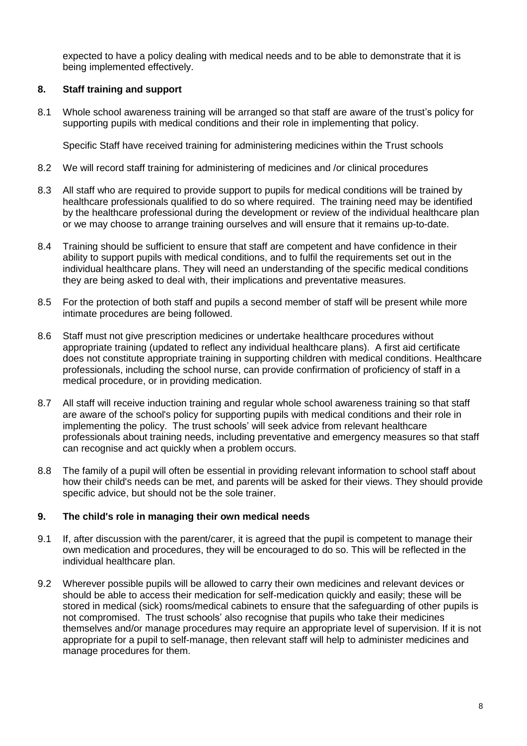expected to have a policy dealing with medical needs and to be able to demonstrate that it is being implemented effectively.

## 8. Staff training and support

8.1 Whole school awareness training will be arranged so that staff are aware of the trust's policy for supporting pupils with medical conditions and their role in implementing that policy.

Specific Staff have received training for administering medicines within the Trust schools

8.2 We will record staff training for administering of medicines and /or clinical procedures

8.3 All staff who are required to provide support to pupils for medical conditions will be trained by healthcare professionals qualified to do so where required. The training need may be identified by the healthcare professional during the development or review of the individual healthcare plan or we may choose to arrange training ourselves and will ensure that it remains up-to-date.

8.4 Training should be sufficient to ensure that staff are competent and have confidence in their ability to support pupils with medical conditions, and to fulfil the requirements set out in the individual healthcare plans. They will need an understanding of the specific medical conditions they are being asked to deal with, their implications and preventative measures.

8.5 For the protection of both staff and pupils a second member of staff will be present while more intimate procedures are being followed.

8.6 Staff must not give prescription medicines or undertake healthcare procedures without appropriate training (updated to reflect any individual healthcare plans). A first aid certificate does not constitute appropriate training in supporting children with medical conditions. Healthcare professionals, including the school nurse, can provide confirmation of proficiency of staff in a medical procedure, or in providing medication.

8.7 All staff will receive induction training and regular whole school awareness training so that staff are aware of the school's policy for supporting pupils with medical conditions and their role in implementing the policy. The trust schools' will seek advice from relevant healthcare professionals about training needs, including preventative and emergency measures so that staff can recognise and act quickly when a problem occurs.

8.8 The family of a pupil will often be essential in providing relevant information to school staff about how their child's needs can be met, and parents will be asked for their views. They should provide specific advice, but should not be the sole trainer.

## 9. The child's role in managing their own medical needs

9.1 If, after discussion with the parent/carer, it is agreed that the pupil is competent to manage their own medication and procedures, they will be encouraged to do so. This will be reflected in the individual healthcare plan.

9.2 Wherever possible pupils will be allowed to carry their own medicines and relevant devices or should be able to access their medication for self-medication quickly and easily; these will be stored in medical (sick) rooms/medical cabinets to ensure that the safeguarding of other pupils is not compromised. The trust schools' also recognise that pupils who take their medicines themselves and/or manage procedures may require an appropriate level of supervision. If it is not appropriate for a pupil to self-manage, then relevant staff will help to administer medicines and manage procedures for them.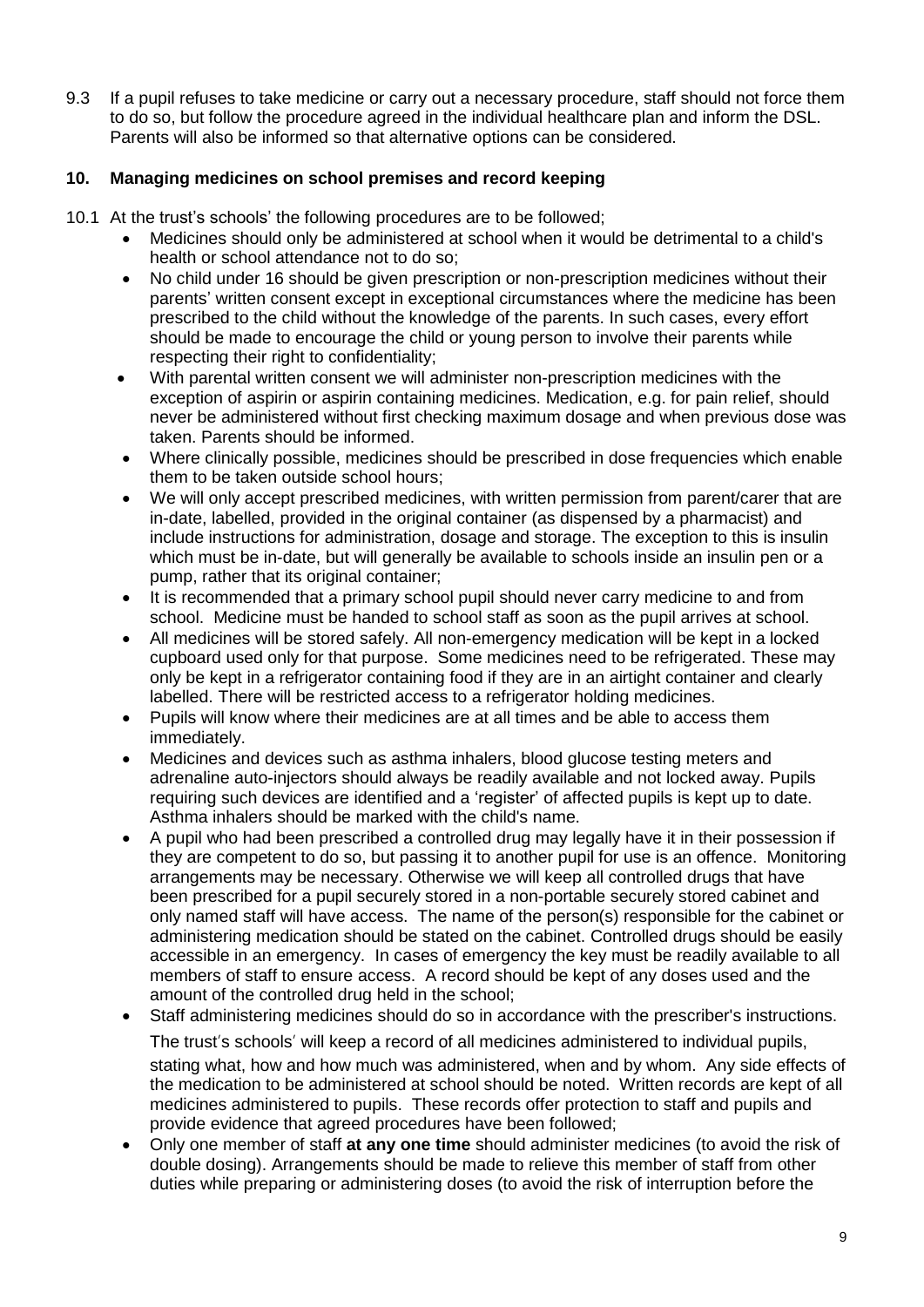9.3 If a pupil refuses to take medicine or carry out a necessary procedure, staff should not force them to do so, but follow the procedure agreed in the individual healthcare plan and inform the DSL. Parents will also be informed so that alternative options can be considered.

## 10. Managing medicines on school premises and record keeping

10.1 At the trust's schools' the following procedures are to be followed;

- Medicines should only be administered at school when it would be detrimental to a child's health or school attendance not to do so;
- No child under 16 should be given prescription or non-prescription medicines without their parents' written consent except in exceptional circumstances where the medicine has been prescribed to the child without the knowledge of the parents. In such cases, every effort should be made to encourage the child or young person to involve their parents while respecting their right to confidentiality;
- With parental written consent we will administer non-prescription medicines with the exception of aspirin or aspirin containing medicines. Medication, e.g. for pain relief, should never be administered without first checking maximum dosage and when previous dose was taken. Parents should be informed.
- Where clinically possible, medicines should be prescribed in dose frequencies which enable them to be taken outside school hours;
- We will only accept prescribed medicines, with written permission from parent/carer that are in-date, labelled, provided in the original container (as dispensed by a pharmacist) and include instructions for administration, dosage and storage. The exception to this is insulin which must be in-date, but will generally be available to schools inside an insulin pen or a pump, rather that its original container;
- It is recommended that a primary school pupil should never carry medicine to and from school. Medicine must be handed to school staff as soon as the pupil arrives at school.
- All medicines will be stored safely. All non-emergency medication will be kept in a locked cupboard used only for that purpose. Some medicines need to be refrigerated. These may only be kept in a refrigerator containing food if they are in an airtight container and clearly labelled. There will be restricted access to a refrigerator holding medicines.
- Pupils will know where their medicines are at all times and be able to access them immediately.
- Medicines and devices such as asthma inhalers, blood glucose testing meters and adrenaline auto-injectors should always be readily available and not locked away. Pupils requiring such devices are identified and a 'register' of affected pupils is kept up to date. Asthma inhalers should be marked with the child's name.
- A pupil who had been prescribed a controlled drug may legally have it in their possession if they are competent to do so, but passing it to another pupil for use is an offence. Monitoring arrangements may be necessary. Otherwise we will keep all controlled drugs that have been prescribed for a pupil securely stored in a non-portable securely stored cabinet and only named staff will have access. The name of the person(s) responsible for the cabinet or administering medication should be stated on the cabinet. Controlled drugs should be easily accessible in an emergency. In cases of emergency the key must be readily available to all members of staff to ensure access. A record should be kept of any doses used and the amount of the controlled drug held in the school;
- Staff administering medicines should do so in accordance with the prescriber's instructions.

  The trust's schools' will keep a record of all medicines administered to individual pupils, stating what, how and how much was administered, when and by whom. Any side effects of the medication to be administered at school should be noted. Written records are kept of all medicines administered to pupils. These records offer protection to staff and pupils and provide evidence that agreed procedures have been followed;
- Only one member of staff **at any one time** should administer medicines (to avoid the risk of double dosing). Arrangements should be made to relieve this member of staff from other duties while preparing or administering doses (to avoid the risk of interruption before the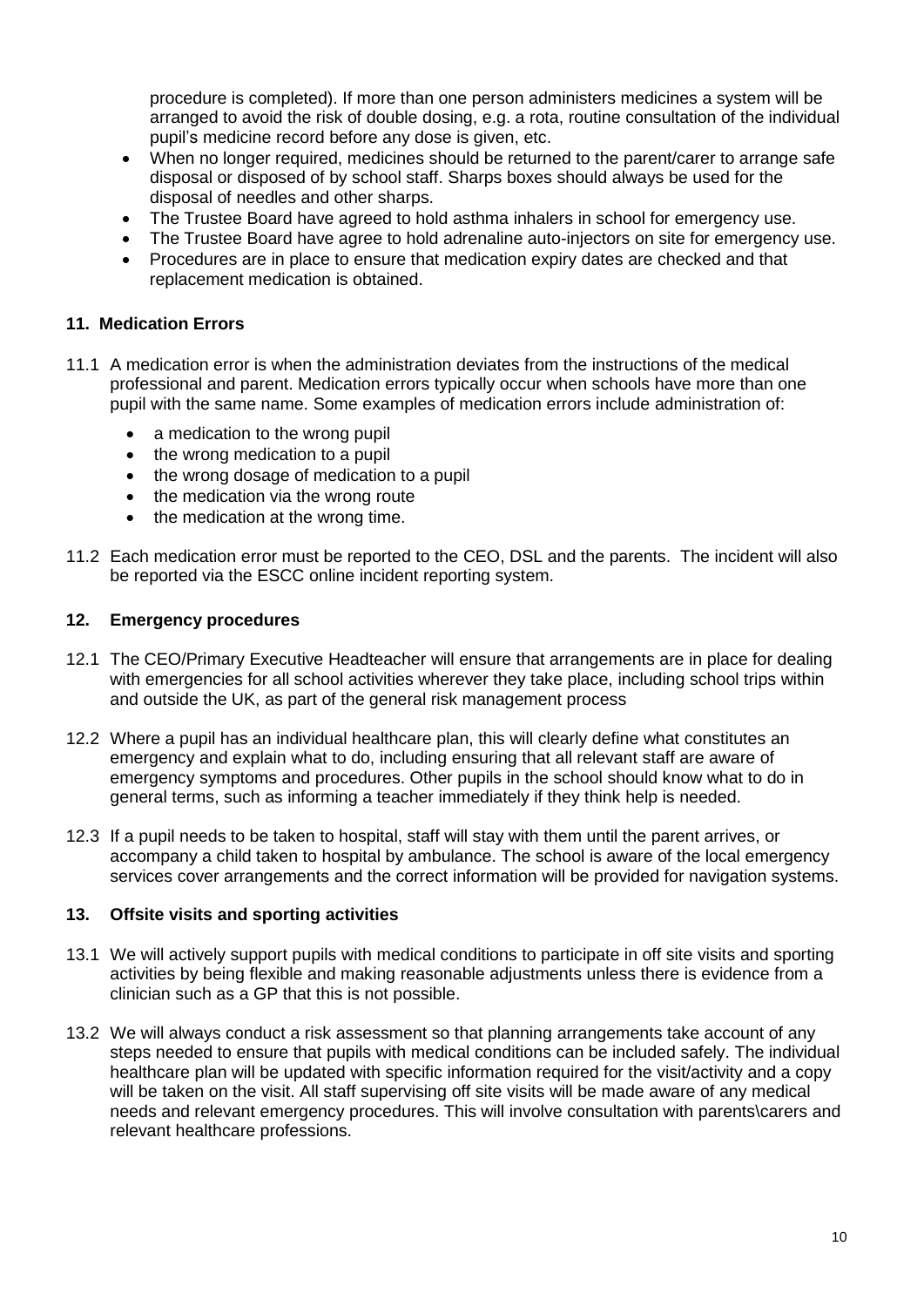procedure is completed). If more than one person administers medicines a system will be arranged to avoid the risk of double dosing, e.g. a rota, routine consultation of the individual pupil's medicine record before any dose is given, etc.

- When no longer required, medicines should be returned to the parent/carer to arrange safe disposal or disposed of by school staff. Sharps boxes should always be used for the disposal of needles and other sharps.
- The Trustee Board have agreed to hold asthma inhalers in school for emergency use.
- The Trustee Board have agree to hold adrenaline auto-injectors on site for emergency use.
- Procedures are in place to ensure that medication expiry dates are checked and that replacement medication is obtained.

## 11. Medication Errors

11.1 A medication error is when the administration deviates from the instructions of the medical professional and parent. Medication errors typically occur when schools have more than one pupil with the same name. Some examples of medication errors include administration of:

- a medication to the wrong pupil
- the wrong medication to a pupil
- the wrong dosage of medication to a pupil
- the medication via the wrong route
- the medication at the wrong time.

11.2 Each medication error must be reported to the CEO, DSL and the parents. The incident will also be reported via the ESCC online incident reporting system.

## 12. Emergency procedures

12.1 The CEO/Primary Executive Headteacher will ensure that arrangements are in place for dealing with emergencies for all school activities wherever they take place, including school trips within and outside the UK, as part of the general risk management process

12.2 Where a pupil has an individual healthcare plan, this will clearly define what constitutes an emergency and explain what to do, including ensuring that all relevant staff are aware of emergency symptoms and procedures. Other pupils in the school should know what to do in general terms, such as informing a teacher immediately if they think help is needed.

12.3 If a pupil needs to be taken to hospital, staff will stay with them until the parent arrives, or accompany a child taken to hospital by ambulance. The school is aware of the local emergency services cover arrangements and the correct information will be provided for navigation systems.

## 13. Offsite visits and sporting activities

13.1 We will actively support pupils with medical conditions to participate in off site visits and sporting activities by being flexible and making reasonable adjustments unless there is evidence from a clinician such as a GP that this is not possible.

13.2 We will always conduct a risk assessment so that planning arrangements take account of any steps needed to ensure that pupils with medical conditions can be included safely. The individual healthcare plan will be updated with specific information required for the visit/activity and a copy will be taken on the visit. All staff supervising off site visits will be made aware of any medical needs and relevant emergency procedures. This will involve consultation with parents\carers and relevant healthcare professions.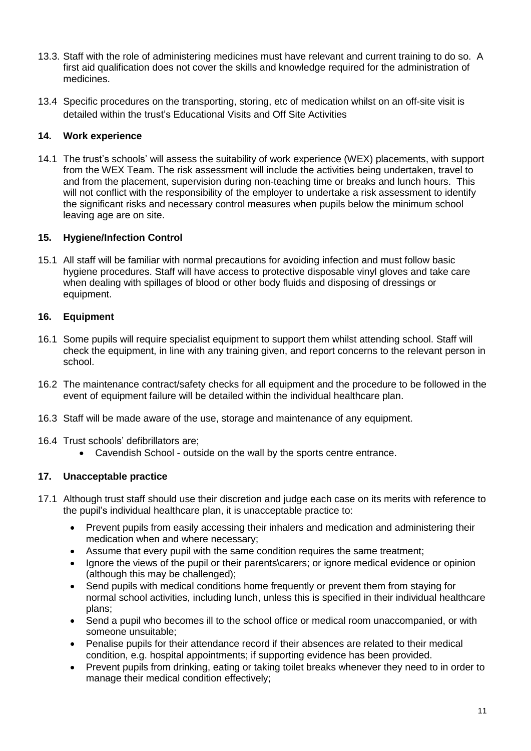13.3. Staff with the role of administering medicines must have relevant and current training to do so. A first aid qualification does not cover the skills and knowledge required for the administration of medicines.

13.4 Specific procedures on the transporting, storing, etc of medication whilst on an off-site visit is detailed within the trust's Educational Visits and Off Site Activities

## 14. Work experience

14.1 The trust's schools' will assess the suitability of work experience (WEX) placements, with support from the WEX Team. The risk assessment will include the activities being undertaken, travel to and from the placement, supervision during non-teaching time or breaks and lunch hours. This will not conflict with the responsibility of the employer to undertake a risk assessment to identify the significant risks and necessary control measures when pupils below the minimum school leaving age are on site.

## 15. Hygiene/Infection Control

15.1 All staff will be familiar with normal precautions for avoiding infection and must follow basic hygiene procedures. Staff will have access to protective disposable vinyl gloves and take care when dealing with spillages of blood or other body fluids and disposing of dressings or equipment.

## 16. Equipment

16.1 Some pupils will require specialist equipment to support them whilst attending school. Staff will check the equipment, in line with any training given, and report concerns to the relevant person in school.

16.2 The maintenance contract/safety checks for all equipment and the procedure to be followed in the event of equipment failure will be detailed within the individual healthcare plan.

16.3 Staff will be made aware of the use, storage and maintenance of any equipment.

16.4 Trust schools' defibrillators are;

- Cavendish School - outside on the wall by the sports centre entrance.

## 17. Unacceptable practice

17.1 Although trust staff should use their discretion and judge each case on its merits with reference to the pupil's individual healthcare plan, it is unacceptable practice to:

- Prevent pupils from easily accessing their inhalers and medication and administering their medication when and where necessary;
- Assume that every pupil with the same condition requires the same treatment;
- Ignore the views of the pupil or their parents\carers; or ignore medical evidence or opinion (although this may be challenged);
- Send pupils with medical conditions home frequently or prevent them from staying for normal school activities, including lunch, unless this is specified in their individual healthcare plans;
- Send a pupil who becomes ill to the school office or medical room unaccompanied, or with someone unsuitable;
- Penalise pupils for their attendance record if their absences are related to their medical condition, e.g. hospital appointments; if supporting evidence has been provided.
- Prevent pupils from drinking, eating or taking toilet breaks whenever they need to in order to manage their medical condition effectively;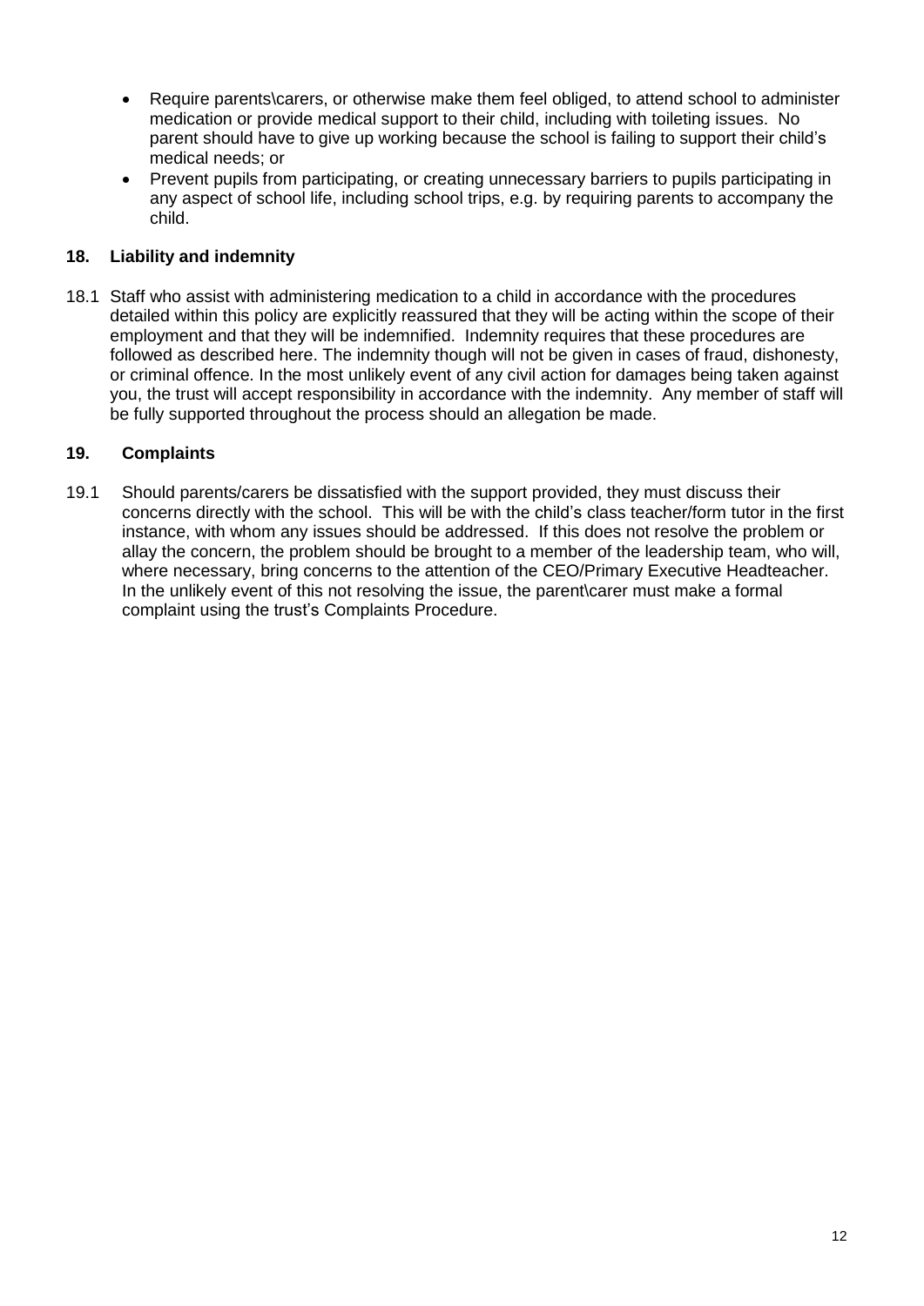- Require parents\carers, or otherwise make them feel obliged, to attend school to administer medication or provide medical support to their child, including with toileting issues. No parent should have to give up working because the school is failing to support their child's medical needs; or
- Prevent pupils from participating, or creating unnecessary barriers to pupils participating in any aspect of school life, including school trips, e.g. by requiring parents to accompany the child.

## 18. Liability and indemnity

18.1 Staff who assist with administering medication to a child in accordance with the procedures detailed within this policy are explicitly reassured that they will be acting within the scope of their employment and that they will be indemnified. Indemnity requires that these procedures are followed as described here. The indemnity though will not be given in cases of fraud, dishonesty, or criminal offence. In the most unlikely event of any civil action for damages being taken against you, the trust will accept responsibility in accordance with the indemnity. Any member of staff will be fully supported throughout the process should an allegation be made.

## 19. Complaints

19.1 Should parents/carers be dissatisfied with the support provided, they must discuss their concerns directly with the school. This will be with the child's class teacher/form tutor in the first instance, with whom any issues should be addressed. If this does not resolve the problem or allay the concern, the problem should be brought to a member of the leadership team, who will, where necessary, bring concerns to the attention of the CEO/Primary Executive Headteacher. In the unlikely event of this not resolving the issue, the parent\carer must make a formal complaint using the trust's Complaints Procedure.